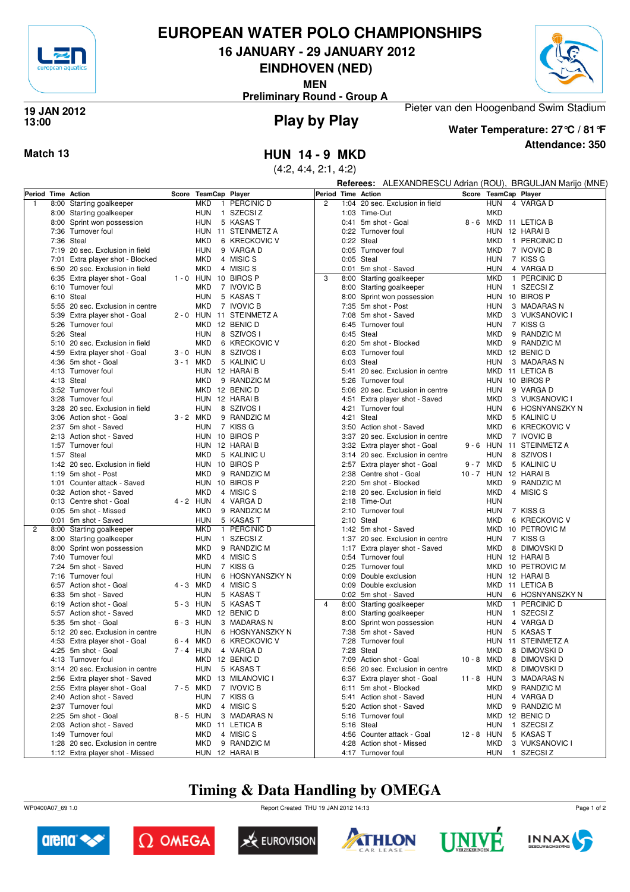# EUROPEAN WATER POLO CHAMPIONSHIPS

## 16 JANUARY - 29 JANUARY 2012

## EINDHOVEN (NED)

### MEN

### Preliminary Round - Group A

**19 JAN 2012**
**13:00**

## Play by Play

Pieter van den Hoogenband Swim Stadium

**Water Temperature: 27°C / 81°F**

**Attendance: 350**

**Match 13**

## HUN 14 - 9 MKD

(4:2, 4:4, 2:1, 4:2)

**Referees:** ALEXANDRESCU Adrian (ROU), BRGULJAN Marijo (MNE)

| Period | Time | Action | Score | TeamCap | Player |
|---|---|---|---|---|---|
| 1 | 8:00 | Starting goalkeeper | | MKD 1 | PERCINIC D |
| | 8:00 | Starting goalkeeper | | HUN 1 | SZECSI Z |
| | 8:00 | Sprint won possession | | HUN 5 | KASAS T |
| | 7:36 | Turnover foul | | HUN 11 | STEINMETZ A |
| | 7:36 | Steal | | MKD 6 | KRECKOVIC V |
| | 7:19 | 20 sec. Exclusion in field | | HUN 9 | VARGA D |
| | 7:01 | Extra player shot - Blocked | | MKD 4 | MISIC S |
| | 6:50 | 20 sec. Exclusion in field | | MKD 4 | MISIC S |
| | 6:35 | Extra player shot - Goal | 1 - 0 | HUN 10 | BIROS P |
| | 6:10 | Turnover foul | | MKD 7 | IVOVIC B |
| | 6:10 | Steal | | HUN 5 | KASAS T |
| | 5:55 | 20 sec. Exclusion in centre | | MKD 7 | IVOVIC B |
| | 5:39 | Extra player shot - Goal | 2 - 0 | HUN 11 | STEINMETZ A |
| | 5:26 | Turnover foul | | MKD 12 | BENIC D |
| | 5:26 | Steal | | HUN 8 | SZIVOS I |
| | 5:10 | 20 sec. Exclusion in field | | MKD 6 | KRECKOVIC V |
| | 4:59 | Extra player shot - Goal | 3 - 0 | HUN 8 | SZIVOS I |
| | 4:36 | 5m shot - Goal | 3 - 1 | MKD 5 | KALINIC U |
| | 4:13 | Turnover foul | | HUN 12 | HARAI B |
| | 4:13 | Steal | | MKD 9 | RANDZIC M |
| | 3:52 | Turnover foul | | MKD 12 | BENIC D |
| | 3:28 | Turnover foul | | HUN 12 | HARAI B |
| | 3:28 | 20 sec. Exclusion in field | | HUN 8 | SZIVOS I |
| | 3:06 | Action shot - Goal | 3 - 2 | MKD 9 | RANDZIC M |
| | 2:37 | 5m shot - Saved | | HUN 7 | KISS G |
| | 2:13 | Action shot - Saved | | HUN 10 | BIROS P |
| | 1:57 | Turnover foul | | HUN 12 | HARAI B |
| | 1:57 | Steal | | MKD 5 | KALINIC U |
| | 1:42 | 20 sec. Exclusion in field | | HUN 10 | BIROS P |
| | 1:19 | 5m shot - Post | | MKD 9 | RANDZIC M |
| | 1:01 | Counter attack - Saved | | HUN 10 | BIROS P |
| | 0:32 | Action shot - Saved | | MKD 4 | MISIC S |
| | 0:13 | Centre shot - Goal | 4 - 2 | HUN 4 | VARGA D |
| | 0:05 | 5m shot - Missed | | MKD 9 | RANDZIC M |
| | 0:01 | 5m shot - Saved | | HUN 5 | KASAS T |
| 2 | 8:00 | Starting goalkeeper | | MKD 1 | PERCINIC D |
| | 8:00 | Starting goalkeeper | | HUN 1 | SZECSI Z |
| | 8:00 | Sprint won possession | | MKD 9 | RANDZIC M |
| | 7:40 | Turnover foul | | MKD 4 | MISIC S |
| | 7:24 | 5m shot - Saved | | HUN 7 | KISS G |
| | 7:16 | Turnover foul | | HUN 6 | HOSNYANSZKY N |
| | 6:57 | Action shot - Goal | 4 - 3 | MKD 4 | MISIC S |
| | 6:33 | 5m shot - Saved | | HUN 5 | KASAS T |
| | 6:19 | Action shot - Goal | 5 - 3 | HUN 5 | KASAS T |
| | 5:57 | Action shot - Saved | | MKD 12 | BENIC D |
| | 5:35 | 5m shot - Goal | 6 - 3 | HUN 3 | MADARAS N |
| | 5:12 | 20 sec. Exclusion in centre | | HUN 6 | HOSNYANSZKY N |
| | 4:53 | Extra player shot - Goal | 6 - 4 | MKD 6 | KRECKOVIC V |
| | 4:25 | 5m shot - Goal | 7 - 4 | HUN 4 | VARGA D |
| | 4:13 | Turnover foul | | MKD 12 | BENIC D |
| | 3:14 | 20 sec. Exclusion in centre | | HUN 5 | KASAS T |
| | 2:56 | Extra player shot - Saved | | MKD 13 | MILANOVIC I |
| | 2:55 | Extra player shot - Goal | 7 - 5 | MKD 7 | IVOVIC B |
| | 2:40 | Action shot - Saved | | HUN 7 | KISS G |
| | 2:37 | Turnover foul | | MKD 4 | MISIC S |
| | 2:25 | 5m shot - Goal | 8 - 5 | HUN 3 | MADARAS N |
| | 2:03 | Action shot - Saved | | MKD 11 | LETICA B |
| | 1:49 | Turnover foul | | MKD 4 | MISIC S |
| | 1:28 | 20 sec. Exclusion in centre | | MKD 9 | RANDZIC M |
| | 1:12 | Extra player shot - Missed | | HUN 12 | HARAI B |
| | 1:04 | 20 sec. Exclusion in field | | HUN 4 | VARGA D |
| | 1:03 | Time-Out | | MKD | |
| | 0:41 | 5m shot - Goal | 8 - 6 | MKD 11 | LETICA B |
| | 0:22 | Turnover foul | | HUN 12 | HARAI B |
| | 0:22 | Steal | | MKD 1 | PERCINIC D |
| | 0:05 | Turnover foul | | MKD 7 | IVOVIC B |
| | 0:05 | Steal | | HUN 7 | KISS G |
| | 0:01 | 5m shot - Saved | | HUN 4 | VARGA D |
| 3 | 8:00 | Starting goalkeeper | | MKD 1 | PERCINIC D |
| | 8:00 | Starting goalkeeper | | HUN 1 | SZECSI Z |
| | 8:00 | Sprint won possession | | HUN 10 | BIROS P |
| | 7:35 | 5m shot - Post | | HUN 3 | MADARAS N |
| | 7:08 | 5m shot - Saved | | MKD 3 | VUKSANOVIC I |
| | 6:45 | Turnover foul | | HUN 7 | KISS G |
| | 6:45 | Steal | | MKD 9 | RANDZIC M |
| | 6:20 | 5m shot - Blocked | | MKD 9 | RANDZIC M |
| | 6:03 | Turnover foul | | MKD 12 | BENIC D |
| | 6:03 | Steal | | HUN 3 | MADARAS N |
| | 5:41 | 20 sec. Exclusion in centre | | MKD 11 | LETICA B |
| | 5:26 | Turnover foul | | HUN 10 | BIROS P |
| | 5:06 | 20 sec. Exclusion in centre | | HUN 9 | VARGA D |
| | 4:51 | Extra player shot - Saved | | MKD 3 | VUKSANOVIC I |
| | 4:21 | Turnover foul | | HUN 6 | HOSNYANSZKY N |
| | 4:21 | Steal | | MKD 5 | KALINIC U |
| | 3:50 | Action shot - Saved | | MKD 6 | KRECKOVIC V |
| | 3:37 | 20 sec. Exclusion in centre | | MKD 7 | IVOVIC B |
| | 3:32 | Extra player shot - Goal | 9 - 6 | HUN 11 | STEINMETZ A |
| | 3:14 | 20 sec. Exclusion in centre | | HUN 8 | SZIVOS I |
| | 2:57 | Extra player shot - Goal | 9 - 7 | MKD 5 | KALINIC U |
| | 2:38 | Centre shot - Goal | 10 - 7 | HUN 12 | HARAI B |
| | 2:20 | 5m shot - Blocked | | MKD 9 | RANDZIC M |
| | 2:18 | 20 sec. Exclusion in field | | MKD 4 | MISIC S |
| | 2:18 | Time-Out | | HUN | |
| | 2:10 | Turnover foul | | HUN 7 | KISS G |
| | 2:10 | Steal | | MKD 6 | KRECKOVIC V |
| | 1:42 | 5m shot - Saved | | MKD 10 | PETROVIC M |
| | 1:37 | 20 sec. Exclusion in centre | | HUN 7 | KISS G |
| | 1:17 | Extra player shot - Saved | | MKD 8 | DIMOVSKI D |
| | 0:54 | Turnover foul | | HUN 12 | HARAI B |
| | 0:25 | Turnover foul | | MKD 10 | PETROVIC M |
| | 0:09 | Double exclusion | | HUN 12 | HARAI B |
| | 0:09 | Double exclusion | | MKD 11 | LETICA B |
| | 0:02 | 5m shot - Saved | | HUN 6 | HOSNYANSZKY N |
| 4 | 8:00 | Starting goalkeeper | | MKD 1 | PERCINIC D |
| | 8:00 | Starting goalkeeper | | HUN 1 | SZECSI Z |
| | 8:00 | Sprint won possession | | HUN 4 | VARGA D |
| | 7:38 | 5m shot - Saved | | HUN 5 | KASAS T |
| | 7:28 | Turnover foul | | HUN 11 | STEINMETZ A |
| | 7:28 | Steal | | MKD 8 | DIMOVSKI D |
| | 7:09 | Action shot - Goal | 10 - 8 | MKD 8 | DIMOVSKI D |
| | 6:56 | 20 sec. Exclusion in centre | | MKD 8 | DIMOVSKI D |
| | 6:37 | Extra player shot - Goal | 11 - 8 | HUN 3 | MADARAS N |
| | 6:11 | 5m shot - Blocked | | MKD 9 | RANDZIC M |
| | 5:41 | Action shot - Saved | | HUN 4 | VARGA D |
| | 5:20 | Action shot - Saved | | MKD 9 | RANDZIC M |
| | 5:16 | Turnover foul | | MKD 12 | BENIC D |
| | 5:16 | Steal | | HUN 1 | SZECSI Z |
| | 4:56 | Counter attack - Goal | 12 - 8 | HUN 5 | KASAS T |
| | 4:28 | Action shot - Missed | | MKD 3 | VUKSANOVIC I |
| | 4:17 | Turnover foul | | HUN 1 | SZECSI Z |

## Timing & Data Handling by OMEGA

WP0400A07_69 1.0    Report Created THU 19 JAN 2012 14:13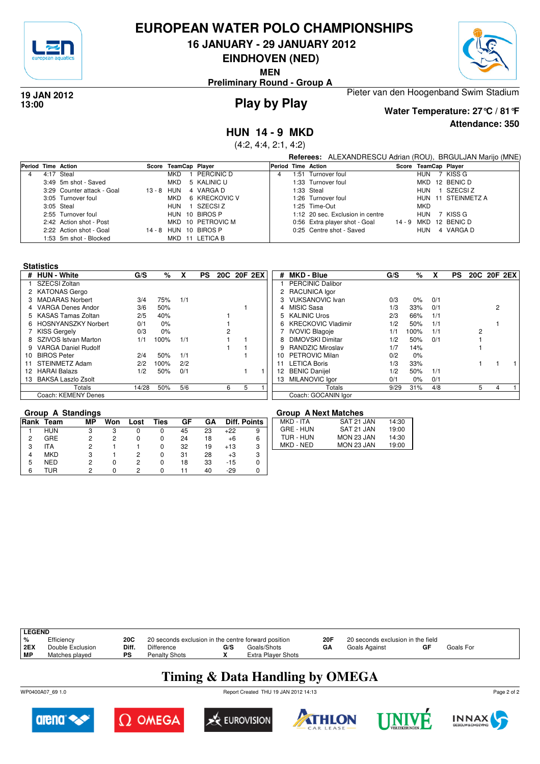# EUROPEAN WATER POLO CHAMPIONSHIPS

## 16 JANUARY - 29 JANUARY 2012

## EINDHOVEN (NED)

**MEN**

**Preliminary Round - Group A**

**19 JAN 2012**
**13:00**

## Play by Play

Pieter van den Hoogenband Swim Stadium

**Water Temperature: 27°C / 81°F**

**Attendance: 350**

## HUN 14 - 9 MKD

(4:2, 4:4, 2:1, 4:2)

**Referees:** ALEXANDRESCU Adrian (ROU), BRGULJAN Marijo (MNE)

| Period | Time | Action | Score | TeamCap | Player |
|---|---|---|---|---|---|
| 4 | 4:17 | Steal | | MKD 1 | PERCINIC D |
| | 3:49 | 5m shot - Saved | | MKD 5 | KALINIC U |
| | 3:29 | Counter attack - Goal | 13 - 8 | HUN 4 | VARGA D |
| | 3:05 | Turnover foul | | MKD 6 | KRECKOVIC V |
| | 3:05 | Steal | | HUN 1 | SZECSI Z |
| | 2:55 | Turnover foul | | HUN 10 | BIROS P |
| | 2:42 | Action shot - Post | | MKD 10 | PETROVIC M |
| | 2:22 | Action shot - Goal | 14 - 8 | HUN 10 | BIROS P |
| | 1:53 | 5m shot - Blocked | | MKD 11 | LETICA B |
| 4 | 1:51 | Turnover foul | | HUN 7 | KISS G |
| | 1:33 | Turnover foul | | MKD 12 | BENIC D |
| | 1:33 | Steal | | HUN 1 | SZECSI Z |
| | 1:26 | Turnover foul | | HUN 11 | STEINMETZ A |
| | 1:25 | Time-Out | | MKD | |
| | 1:12 | 20 sec. Exclusion in centre | | HUN 7 | KISS G |
| | 0:56 | Extra player shot - Goal | 14 - 9 | MKD 12 | BENIC D |
| | 0:25 | Centre shot - Saved | | HUN 4 | VARGA D |

### Statistics

| # | HUN - White | G/S | % | X | PS | 20C | 20F | 2EX |
|---|---|---|---|---|---|---|---|---|
| 1 | SZECSI Zoltan | | | | | | | |
| 2 | KATONAS Gergo | | | | | | | |
| 3 | MADARAS Norbert | 3/4 | 75% | 1/1 | | | | |
| 4 | VARGA Denes Andor | 3/6 | 50% | | | | 1 | |
| 5 | KASAS Tamas Zoltan | 2/5 | 40% | | | 1 | | |
| 6 | HOSNYANSZKY Norbert | 0/1 | 0% | | | 1 | | |
| 7 | KISS Gergely | 0/3 | 0% | | | 2 | | |
| 8 | SZIVOS Istvan Marton | 1/1 | 100% | 1/1 | | 1 | 1 | |
| 9 | VARGA Daniel Rudolf | | | | | 1 | 1 | |
| 10 | BIROS Peter | 2/4 | 50% | 1/1 | | | 1 | |
| 11 | STEINMETZ Adam | 2/2 | 100% | 2/2 | | | | |
| 12 | HARAI Balazs | 1/2 | 50% | 0/1 | | | 1 | 1 |
| 13 | BAKSA Laszlo Zsolt | | | | | | | |
| | Totals | 14/28 | 50% | 5/6 | | 6 | 5 | 1 |
| | Coach: KEMENY Denes | | | | | | | |

| # | MKD - Blue | G/S | % | X | PS | 20C | 20F | 2EX |
|---|---|---|---|---|---|---|---|---|
| 1 | PERCINIC Dalibor | | | | | | | |
| 2 | RACUNICA Igor | | | | | | | |
| 3 | VUKSANOVIC Ivan | 0/3 | 0% | 0/1 | | | | |
| 4 | MISIC Sasa | 1/3 | 33% | 0/1 | | | 2 | |
| 5 | KALINIC Uros | 2/3 | 66% | 1/1 | | | | |
| 6 | KRECKOVIC Vladimir | 1/2 | 50% | 1/1 | | | 1 | |
| 7 | IVOVIC Blagoje | 1/1 | 100% | 1/1 | | 2 | | |
| 8 | DIMOVSKI Dimitar | 1/2 | 50% | 0/1 | | 1 | | |
| 9 | RANDZIC Miroslav | 1/7 | 14% | | | 1 | | |
| 10 | PETROVIC Milan | 0/2 | 0% | | | | | |
| 11 | LETICA Boris | 1/3 | 33% | | | 1 | 1 | 1 |
| 12 | BENIC Danijel | 1/2 | 50% | 1/1 | | | | |
| 13 | MILANOVIC Igor | 0/1 | 0% | 0/1 | | | | |
| | Totals | 9/29 | 31% | 4/8 | | 5 | 4 | 1 |
| | Coach: GOCANIN Igor | | | | | | | |

### Group A Standings

| Rank | Team | MP | Won | Lost | Ties | GF | GA | Diff. | Points |
|---|---|---|---|---|---|---|---|---|---|
| 1 | HUN | 3 | 3 | 0 | 0 | 45 | 23 | +22 | 9 |
| 2 | GRE | 2 | 2 | 0 | 0 | 24 | 18 | +6 | 6 |
| 3 | ITA | 2 | 1 | 1 | 0 | 32 | 19 | +13 | 3 |
| 4 | MKD | 3 | 1 | 2 | 0 | 31 | 28 | +3 | 3 |
| 5 | NED | 2 | 0 | 2 | 0 | 18 | 33 | -15 | 0 |
| 6 | TUR | 2 | 0 | 2 | 0 | 11 | 40 | -29 | 0 |

### Group A Next Matches

| | | |
|---|---|---|
| MKD - ITA | SAT 21 JAN | 14:30 |
| GRE - HUN | SAT 21 JAN | 19:00 |
| TUR - HUN | MON 23 JAN | 14:30 |
| MKD - NED | MON 23 JAN | 19:00 |

**LEGEND**

| | | | | | | | |
|---|---|---|---|---|---|---|---|
| % | Efficiency | 20C | 20 seconds exclusion in the centre forward position | | | 20F | 20 seconds exclusion in the field |
| 2EX | Double Exclusion | Diff. | Difference | G/S | Goals/Shots | GA | Goals Against | 
| MP | Matches played | PS | Penalty Shots | X | Extra Player Shots | | |

GF: Goals For

## Timing & Data Handling by OMEGA

WP0400A07_69 1.0 Report Created THU 19 JAN 2012 14:13